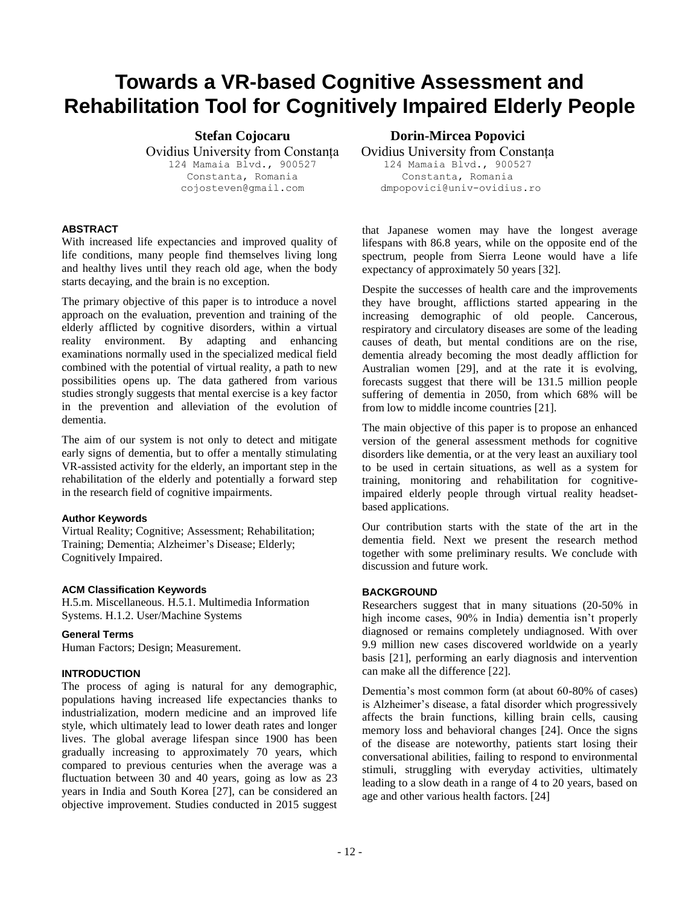# Towards a VR-based Cognitive Assessment and Rehabilitation Tool for Cognitively Impaired Elderly People

**Stefan Cojocaru**
Ovidius University from Constanța
124 Mamaia Blvd., 900527
Constanta, Romania
cojosteven@gmail.com

**Dorin-Mircea Popovici**
Ovidius University from Constanța
124 Mamaia Blvd., 900527
Constanta, Romania
dmpopovici@univ-ovidius.ro

## ABSTRACT

With increased life expectancies and improved quality of life conditions, many people find themselves living long and healthy lives until they reach old age, when the body starts decaying, and the brain is no exception.

The primary objective of this paper is to introduce a novel approach on the evaluation, prevention and training of the elderly afflicted by cognitive disorders, within a virtual reality environment. By adapting and enhancing examinations normally used in the specialized medical field combined with the potential of virtual reality, a path to new possibilities opens up. The data gathered from various studies strongly suggests that mental exercise is a key factor in the prevention and alleviation of the evolution of dementia.

The aim of our system is not only to detect and mitigate early signs of dementia, but to offer a mentally stimulating VR-assisted activity for the elderly, an important step in the rehabilitation of the elderly and potentially a forward step in the research field of cognitive impairments.

### Author Keywords

Virtual Reality; Cognitive; Assessment; Rehabilitation; Training; Dementia; Alzheimer's Disease; Elderly; Cognitively Impaired.

### ACM Classification Keywords

H.5.m. Miscellaneous. H.5.1. Multimedia Information Systems. H.1.2. User/Machine Systems

### General Terms

Human Factors; Design; Measurement.

## INTRODUCTION

The process of aging is natural for any demographic, populations having increased life expectancies thanks to industrialization, modern medicine and an improved life style, which ultimately lead to lower death rates and longer lives. The global average lifespan since 1900 has been gradually increasing to approximately 70 years, which compared to previous centuries when the average was a fluctuation between 30 and 40 years, going as low as 23 years in India and South Korea [27], can be considered an objective improvement. Studies conducted in 2015 suggest that Japanese women may have the longest average lifespans with 86.8 years, while on the opposite end of the spectrum, people from Sierra Leone would have a life expectancy of approximately 50 years [32].

Despite the successes of health care and the improvements they have brought, afflictions started appearing in the increasing demographic of old people. Cancerous, respiratory and circulatory diseases are some of the leading causes of death, but mental conditions are on the rise, dementia already becoming the most deadly affliction for Australian women [29], and at the rate it is evolving, forecasts suggest that there will be 131.5 million people suffering of dementia in 2050, from which 68% will be from low to middle income countries [21].

The main objective of this paper is to propose an enhanced version of the general assessment methods for cognitive disorders like dementia, or at the very least an auxiliary tool to be used in certain situations, as well as a system for training, monitoring and rehabilitation for cognitive-impaired elderly people through virtual reality headset-based applications.

Our contribution starts with the state of the art in the dementia field. Next we present the research method together with some preliminary results. We conclude with discussion and future work.

## BACKGROUND

Researchers suggest that in many situations (20-50% in high income cases, 90% in India) dementia isn't properly diagnosed or remains completely undiagnosed. With over 9.9 million new cases discovered worldwide on a yearly basis [21], performing an early diagnosis and intervention can make all the difference [22].

Dementia's most common form (at about 60-80% of cases) is Alzheimer's disease, a fatal disorder which progressively affects the brain functions, killing brain cells, causing memory loss and behavioral changes [24]. Once the signs of the disease are noteworthy, patients start losing their conversational abilities, failing to respond to environmental stimuli, struggling with everyday activities, ultimately leading to a slow death in a range of 4 to 20 years, based on age and other various health factors. [24]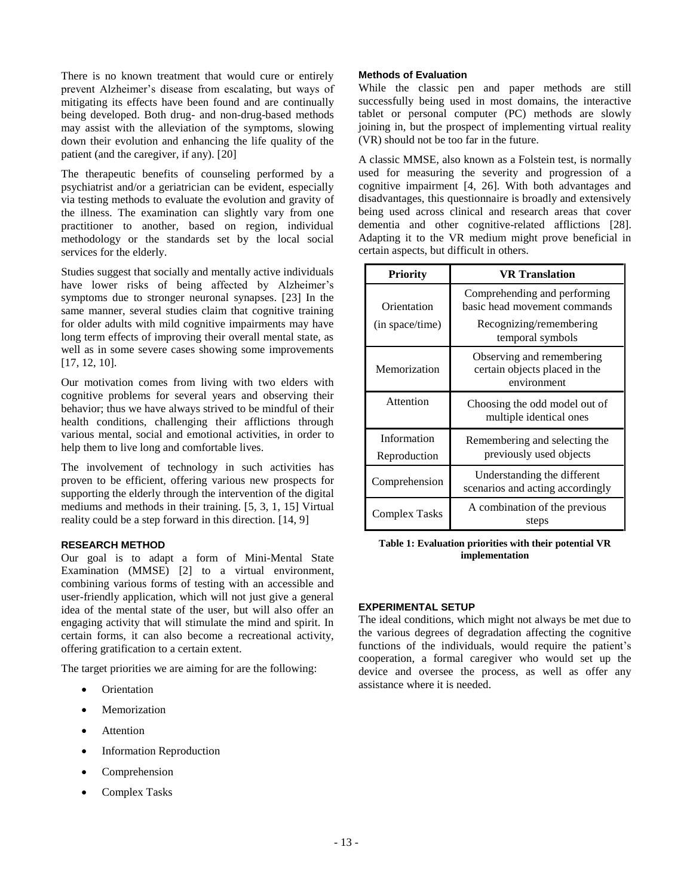There is no known treatment that would cure or entirely prevent Alzheimer's disease from escalating, but ways of mitigating its effects have been found and are continually being developed. Both drug- and non-drug-based methods may assist with the alleviation of the symptoms, slowing down their evolution and enhancing the life quality of the patient (and the caregiver, if any). [20]

The therapeutic benefits of counseling performed by a psychiatrist and/or a geriatrician can be evident, especially via testing methods to evaluate the evolution and gravity of the illness. The examination can slightly vary from one practitioner to another, based on region, individual methodology or the standards set by the local social services for the elderly.

Studies suggest that socially and mentally active individuals have lower risks of being affected by Alzheimer's symptoms due to stronger neuronal synapses. [23] In the same manner, several studies claim that cognitive training for older adults with mild cognitive impairments may have long term effects of improving their overall mental state, as well as in some severe cases showing some improvements [17, 12, 10].

Our motivation comes from living with two elders with cognitive problems for several years and observing their behavior; thus we have always strived to be mindful of their health conditions, challenging their afflictions through various mental, social and emotional activities, in order to help them to live long and comfortable lives.

The involvement of technology in such activities has proven to be efficient, offering various new prospects for supporting the elderly through the intervention of the digital mediums and methods in their training. [5, 3, 1, 15] Virtual reality could be a step forward in this direction. [14, 9]

## RESEARCH METHOD

Our goal is to adapt a form of Mini-Mental State Examination (MMSE) [2] to a virtual environment, combining various forms of testing with an accessible and user-friendly application, which will not just give a general idea of the mental state of the user, but will also offer an engaging activity that will stimulate the mind and spirit. In certain forms, it can also become a recreational activity, offering gratification to a certain extent.

The target priorities we are aiming for are the following:

- Orientation
- Memorization
- Attention
- Information Reproduction
- Comprehension
- Complex Tasks

### Methods of Evaluation

While the classic pen and paper methods are still successfully being used in most domains, the interactive tablet or personal computer (PC) methods are slowly joining in, but the prospect of implementing virtual reality (VR) should not be too far in the future.

A classic MMSE, also known as a Folstein test, is normally used for measuring the severity and progression of a cognitive impairment [4, 26]. With both advantages and disadvantages, this questionnaire is broadly and extensively being used across clinical and research areas that cover dementia and other cognitive-related afflictions [28]. Adapting it to the VR medium might prove beneficial in certain aspects, but difficult in others.

| Priority | VR Translation |
|---|---|
| Orientation (in space/time) | Comprehending and performing basic head movement commands<br>Recognizing/remembering temporal symbols |
| Memorization | Observing and remembering certain objects placed in the environment |
| Attention | Choosing the odd model out of multiple identical ones |
| Information Reproduction | Remembering and selecting the previously used objects |
| Comprehension | Understanding the different scenarios and acting accordingly |
| Complex Tasks | A combination of the previous steps |

**Table 1: Evaluation priorities with their potential VR implementation**

## EXPERIMENTAL SETUP

The ideal conditions, which might not always be met due to the various degrees of degradation affecting the cognitive functions of the individuals, would require the patient's cooperation, a formal caregiver who would set up the device and oversee the process, as well as offer any assistance where it is needed.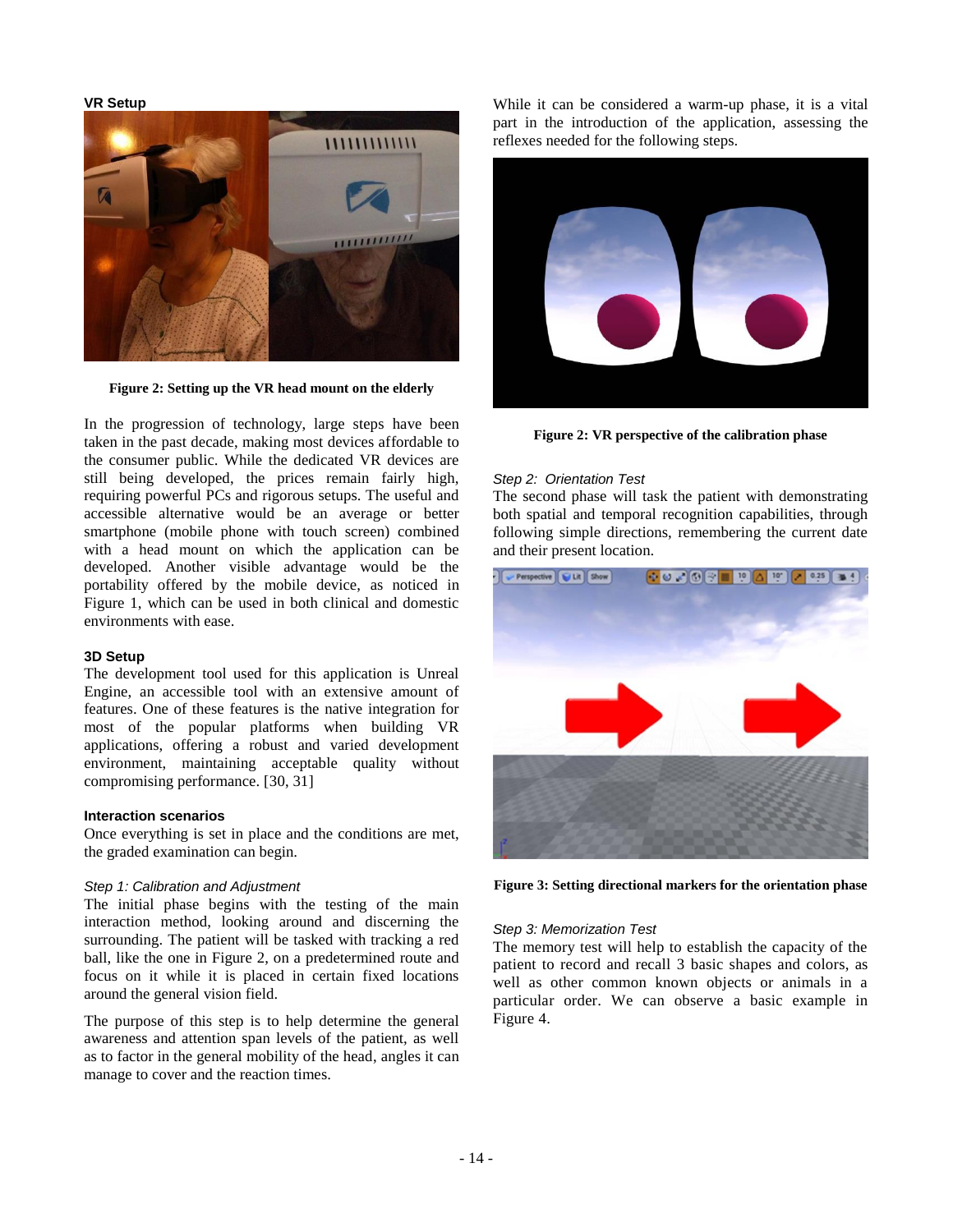### VR Setup

Figure 2: Setting up the VR head mount on the elderly

In the progression of technology, large steps have been taken in the past decade, making most devices affordable to the consumer public. While the dedicated VR devices are still being developed, the prices remain fairly high, requiring powerful PCs and rigorous setups. The useful and accessible alternative would be an average or better smartphone (mobile phone with touch screen) combined with a head mount on which the application can be developed. Another visible advantage would be the portability offered by the mobile device, as noticed in Figure 1, which can be used in both clinical and domestic environments with ease.

### 3D Setup

The development tool used for this application is Unreal Engine, an accessible tool with an extensive amount of features. One of these features is the native integration for most of the popular platforms when building VR applications, offering a robust and varied development environment, maintaining acceptable quality without compromising performance. [30, 31]

### Interaction scenarios

Once everything is set in place and the conditions are met, the graded examination can begin.

*Step 1: Calibration and Adjustment*

The initial phase begins with the testing of the main interaction method, looking around and discerning the surrounding. The patient will be tasked with tracking a red ball, like the one in Figure 2, on a predetermined route and focus on it while it is placed in certain fixed locations around the general vision field.

The purpose of this step is to help determine the general awareness and attention span levels of the patient, as well as to factor in the general mobility of the head, angles it can manage to cover and the reaction times.

While it can be considered a warm-up phase, it is a vital part in the introduction of the application, assessing the reflexes needed for the following steps.

Figure 2: VR perspective of the calibration phase

*Step 2: Orientation Test*

The second phase will task the patient with demonstrating both spatial and temporal recognition capabilities, through following simple directions, remembering the current date and their present location.

Figure 3: Setting directional markers for the orientation phase

*Step 3: Memorization Test*

The memory test will help to establish the capacity of the patient to record and recall 3 basic shapes and colors, as well as other common known objects or animals in a particular order. We can observe a basic example in Figure 4.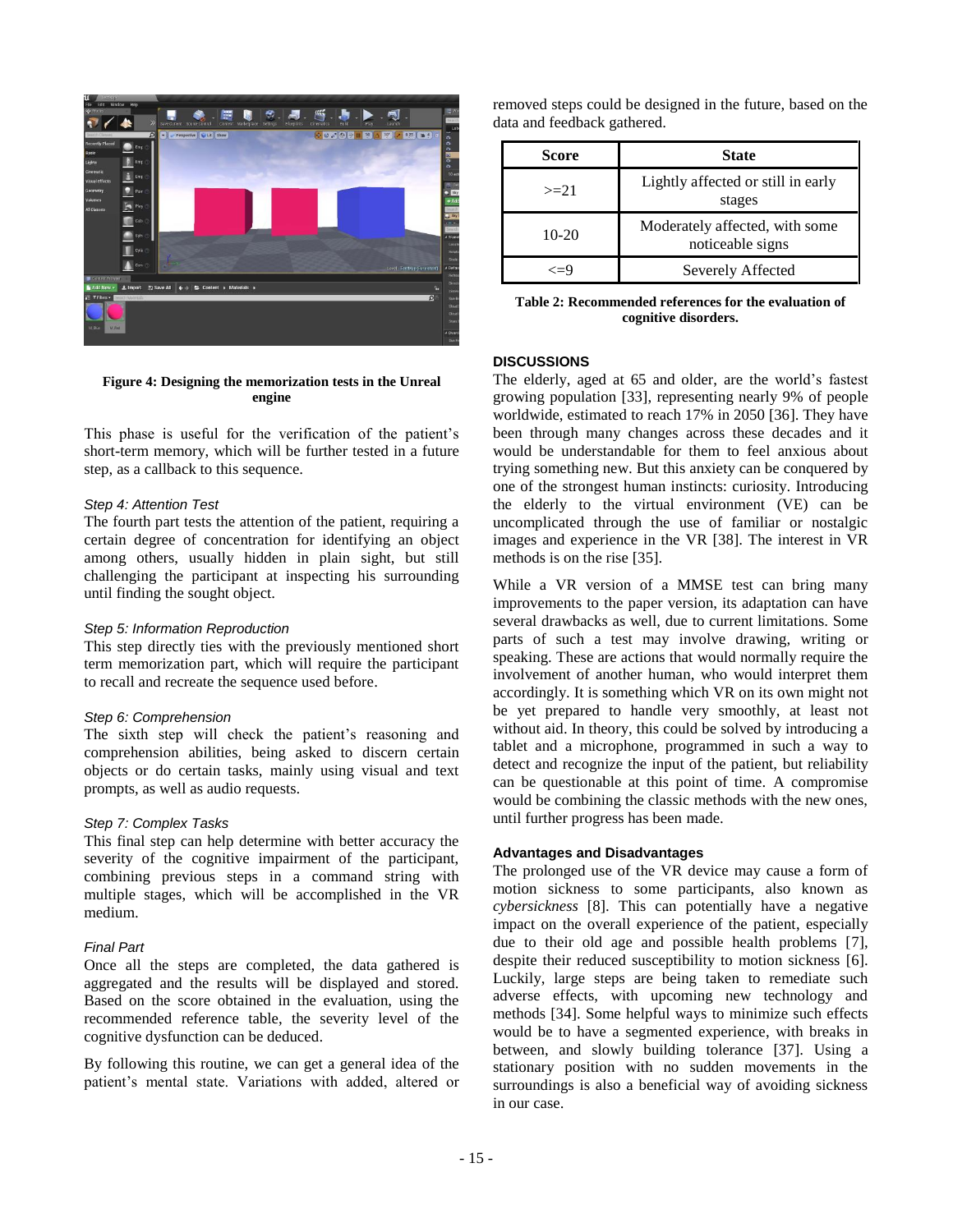**Figure 4: Designing the memorization tests in the Unreal engine**

This phase is useful for the verification of the patient's short-term memory, which will be further tested in a future step, as a callback to this sequence.

*Step 4: Attention Test*

The fourth part tests the attention of the patient, requiring a certain degree of concentration for identifying an object among others, usually hidden in plain sight, but still challenging the participant at inspecting his surrounding until finding the sought object.

*Step 5: Information Reproduction*

This step directly ties with the previously mentioned short term memorization part, which will require the participant to recall and recreate the sequence used before.

*Step 6: Comprehension*

The sixth step will check the patient's reasoning and comprehension abilities, being asked to discern certain objects or do certain tasks, mainly using visual and text prompts, as well as audio requests.

*Step 7: Complex Tasks*

This final step can help determine with better accuracy the severity of the cognitive impairment of the participant, combining previous steps in a command string with multiple stages, which will be accomplished in the VR medium.

*Final Part*

Once all the steps are completed, the data gathered is aggregated and the results will be displayed and stored. Based on the score obtained in the evaluation, using the recommended reference table, the severity level of the cognitive dysfunction can be deduced.

By following this routine, we can get a general idea of the patient's mental state. Variations with added, altered or removed steps could be designed in the future, based on the data and feedback gathered.

| Score | State |
|---|---|
| >=21 | Lightly affected or still in early stages |
| 10-20 | Moderately affected, with some noticeable signs |
| <=9 | Severely Affected |

**Table 2: Recommended references for the evaluation of cognitive disorders.**

## DISCUSSIONS

The elderly, aged at 65 and older, are the world's fastest growing population [33], representing nearly 9% of people worldwide, estimated to reach 17% in 2050 [36]. They have been through many changes across these decades and it would be understandable for them to feel anxious about trying something new. But this anxiety can be conquered by one of the strongest human instincts: curiosity. Introducing the elderly to the virtual environment (VE) can be uncomplicated through the use of familiar or nostalgic images and experience in the VR [38]. The interest in VR methods is on the rise [35].

While a VR version of a MMSE test can bring many improvements to the paper version, its adaptation can have several drawbacks as well, due to current limitations. Some parts of such a test may involve drawing, writing or speaking. These are actions that would normally require the involvement of another human, who would interpret them accordingly. It is something which VR on its own might not be yet prepared to handle very smoothly, at least not without aid. In theory, this could be solved by introducing a tablet and a microphone, programmed in such a way to detect and recognize the input of the patient, but reliability can be questionable at this point of time. A compromise would be combining the classic methods with the new ones, until further progress has been made.

### Advantages and Disadvantages

The prolonged use of the VR device may cause a form of motion sickness to some participants, also known as *cybersickness* [8]. This can potentially have a negative impact on the overall experience of the patient, especially due to their old age and possible health problems [7], despite their reduced susceptibility to motion sickness [6]. Luckily, large steps are being taken to remediate such adverse effects, with upcoming new technology and methods [34]. Some helpful ways to minimize such effects would be to have a segmented experience, with breaks in between, and slowly building tolerance [37]. Using a stationary position with no sudden movements in the surroundings is also a beneficial way of avoiding sickness in our case.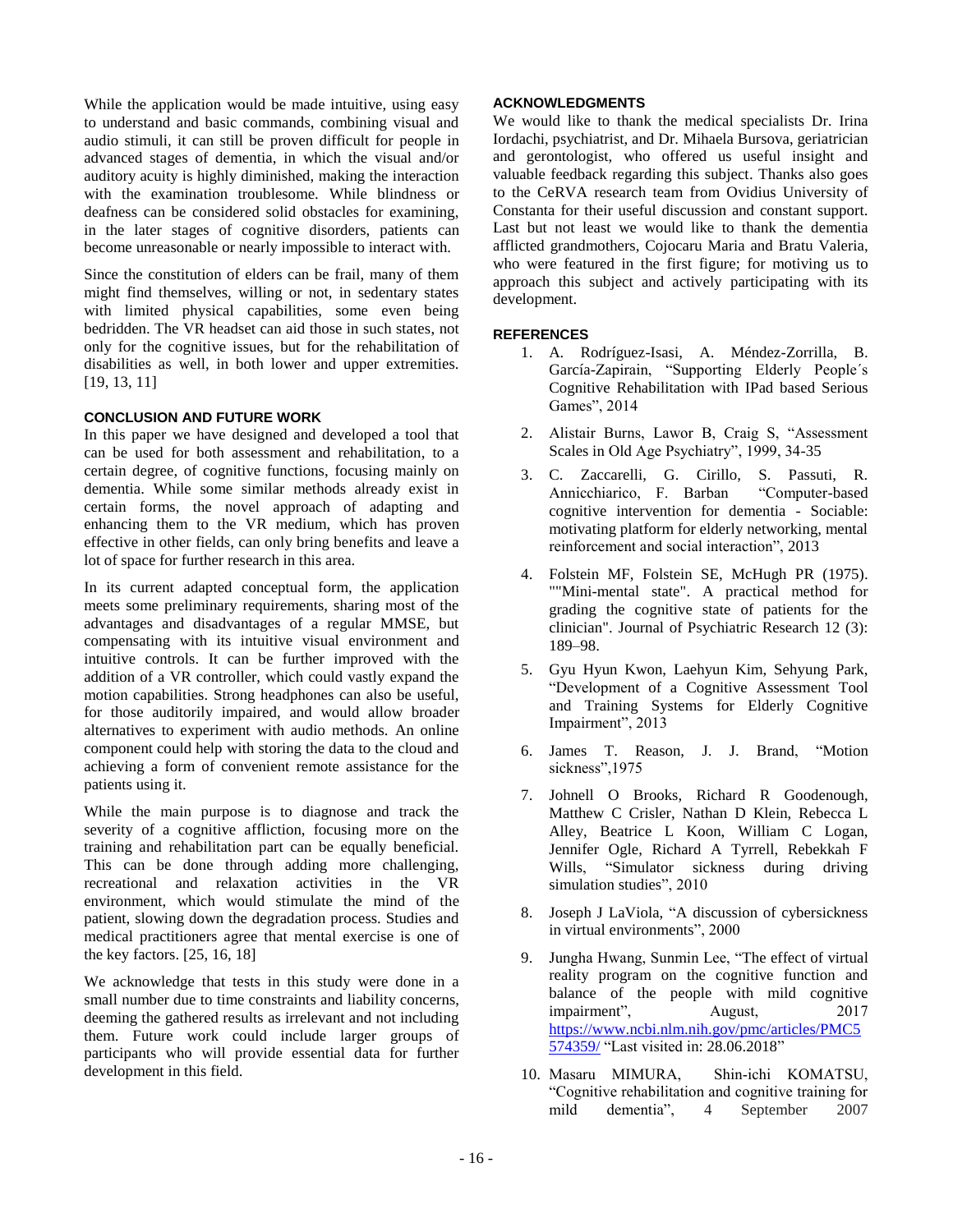While the application would be made intuitive, using easy to understand and basic commands, combining visual and audio stimuli, it can still be proven difficult for people in advanced stages of dementia, in which the visual and/or auditory acuity is highly diminished, making the interaction with the examination troublesome. While blindness or deafness can be considered solid obstacles for examining, in the later stages of cognitive disorders, patients can become unreasonable or nearly impossible to interact with.

Since the constitution of elders can be frail, many of them might find themselves, willing or not, in sedentary states with limited physical capabilities, some even being bedridden. The VR headset can aid those in such states, not only for the cognitive issues, but for the rehabilitation of disabilities as well, in both lower and upper extremities. [19, 13, 11]

### CONCLUSION AND FUTURE WORK

In this paper we have designed and developed a tool that can be used for both assessment and rehabilitation, to a certain degree, of cognitive functions, focusing mainly on dementia. While some similar methods already exist in certain forms, the novel approach of adapting and enhancing them to the VR medium, which has proven effective in other fields, can only bring benefits and leave a lot of space for further research in this area.

In its current adapted conceptual form, the application meets some preliminary requirements, sharing most of the advantages and disadvantages of a regular MMSE, but compensating with its intuitive visual environment and intuitive controls. It can be further improved with the addition of a VR controller, which could vastly expand the motion capabilities. Strong headphones can also be useful, for those auditorily impaired, and would allow broader alternatives to experiment with audio methods. An online component could help with storing the data to the cloud and achieving a form of convenient remote assistance for the patients using it.

While the main purpose is to diagnose and track the severity of a cognitive affliction, focusing more on the training and rehabilitation part can be equally beneficial. This can be done through adding more challenging, recreational and relaxation activities in the VR environment, which would stimulate the mind of the patient, slowing down the degradation process. Studies and medical practitioners agree that mental exercise is one of the key factors. [25, 16, 18]

We acknowledge that tests in this study were done in a small number due to time constraints and liability concerns, deeming the gathered results as irrelevant and not including them. Future work could include larger groups of participants who will provide essential data for further development in this field.

### ACKNOWLEDGMENTS

We would like to thank the medical specialists Dr. Irina Iordachi, psychiatrist, and Dr. Mihaela Bursova, geriatrician and gerontologist, who offered us useful insight and valuable feedback regarding this subject. Thanks also goes to the CeRVA research team from Ovidius University of Constanta for their useful discussion and constant support. Last but not least we would like to thank the dementia afflicted grandmothers, Cojocaru Maria and Bratu Valeria, who were featured in the first figure; for motiving us to approach this subject and actively participating with its development.

### REFERENCES

1. A. Rodríguez-Isasi, A. Méndez-Zorrilla, B. García-Zapirain, "Supporting Elderly People´s Cognitive Rehabilitation with IPad based Serious Games", 2014
2. Alistair Burns, Lawor B, Craig S, "Assessment Scales in Old Age Psychiatry", 1999, 34-35
3. C. Zaccarelli, G. Cirillo, S. Passuti, R. Annicchiarico, F. Barban "Computer-based cognitive intervention for dementia - Sociable: motivating platform for elderly networking, mental reinforcement and social interaction", 2013
4. Folstein MF, Folstein SE, McHugh PR (1975). ""Mini-mental state". A practical method for grading the cognitive state of patients for the clinician". Journal of Psychiatric Research 12 (3): 189–98.
5. Gyu Hyun Kwon, Laehyun Kim, Sehyung Park, "Development of a Cognitive Assessment Tool and Training Systems for Elderly Cognitive Impairment", 2013
6. James T. Reason, J. J. Brand, "Motion sickness",1975
7. Johnell O Brooks, Richard R Goodenough, Matthew C Crisler, Nathan D Klein, Rebecca L Alley, Beatrice L Koon, William C Logan, Jennifer Ogle, Richard A Tyrrell, Rebekkah F Wills, "Simulator sickness during driving simulation studies", 2010
8. Joseph J LaViola, "A discussion of cybersickness in virtual environments", 2000
9. Jungha Hwang, Sunmin Lee, "The effect of virtual reality program on the cognitive function and balance of the people with mild cognitive impairment", August, 2017 https://www.ncbi.nlm.nih.gov/pmc/articles/PMC5574359/ "Last visited in: 28.06.2018"
10. Masaru MIMURA, Shin-ichi KOMATSU, "Cognitive rehabilitation and cognitive training for mild dementia", 4 September 2007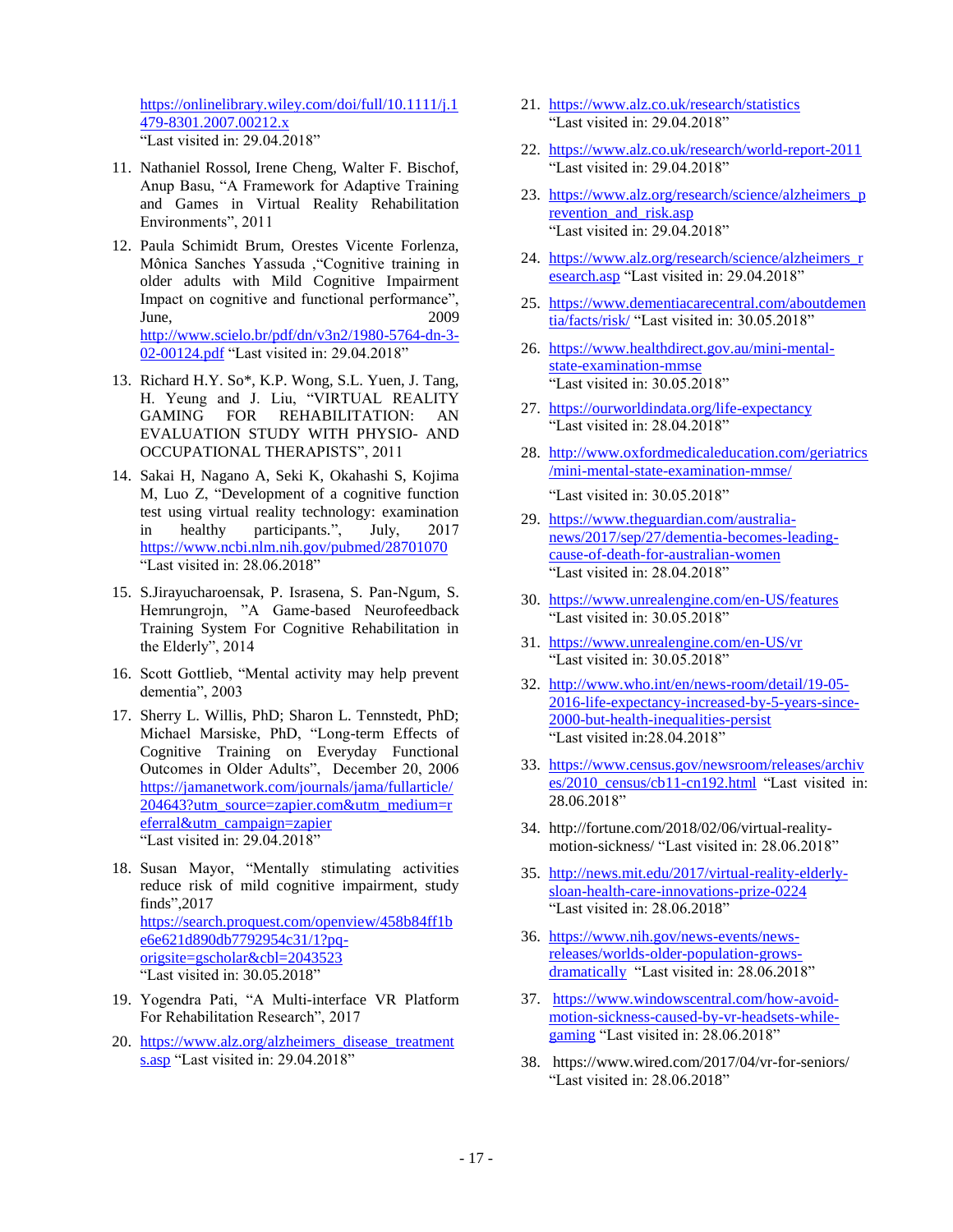https://onlinelibrary.wiley.com/doi/full/10.1111/j.1479-8301.2007.00212.x
"Last visited in: 29.04.2018"

11. Nathaniel Rossol, Irene Cheng, Walter F. Bischof, Anup Basu, "A Framework for Adaptive Training and Games in Virtual Reality Rehabilitation Environments", 2011
12. Paula Schimidt Brum, Orestes Vicente Forlenza, Mônica Sanches Yassuda ,"Cognitive training in older adults with Mild Cognitive Impairment Impact on cognitive and functional performance", June, 2009 http://www.scielo.br/pdf/dn/v3n2/1980-5764-dn-3-02-00124.pdf "Last visited in: 29.04.2018"
13. Richard H.Y. So*, K.P. Wong, S.L. Yuen, J. Tang, H. Yeung and J. Liu, "VIRTUAL REALITY GAMING FOR REHABILITATION: AN EVALUATION STUDY WITH PHYSIO- AND OCCUPATIONAL THERAPISTS", 2011
14. Sakai H, Nagano A, Seki K, Okahashi S, Kojima M, Luo Z, "Development of a cognitive function test using virtual reality technology: examination in healthy participants.", July, 2017 https://www.ncbi.nlm.nih.gov/pubmed/28701070 "Last visited in: 28.06.2018"
15. S.Jirayucharoensak, P. Israsena, S. Pan-Ngum, S. Hemrungrojn, "A Game-based Neurofeedback Training System For Cognitive Rehabilitation in the Elderly", 2014
16. Scott Gottlieb, "Mental activity may help prevent dementia", 2003
17. Sherry L. Willis, PhD; Sharon L. Tennstedt, PhD; Michael Marsiske, PhD, "Long-term Effects of Cognitive Training on Everyday Functional Outcomes in Older Adults", December 20, 2006 https://jamanetwork.com/journals/jama/fullarticle/204643?utm_source=zapier.com&utm_medium=referral&utm_campaign=zapier "Last visited in: 29.04.2018"
18. Susan Mayor, "Mentally stimulating activities reduce risk of mild cognitive impairment, study finds",2017 https://search.proquest.com/openview/458b84ff1be6e621d890db7792954c31/1?pq-origsite=gscholar&cbl=2043523 "Last visited in: 30.05.2018"
19. Yogendra Pati, "A Multi-interface VR Platform For Rehabilitation Research", 2017
20. https://www.alz.org/alzheimers_disease_treatments.asp "Last visited in: 29.04.2018"
21. https://www.alz.co.uk/research/statistics "Last visited in: 29.04.2018"
22. https://www.alz.co.uk/research/world-report-2011 "Last visited in: 29.04.2018"
23. https://www.alz.org/research/science/alzheimers_prevention_and_risk.asp "Last visited in: 29.04.2018"
24. https://www.alz.org/research/science/alzheimers_research.asp "Last visited in: 29.04.2018"
25. https://www.dementiacarecentral.com/aboutdementia/facts/risk/ "Last visited in: 30.05.2018"
26. https://www.healthdirect.gov.au/mini-mental-state-examination-mmse "Last visited in: 30.05.2018"
27. https://ourworldindata.org/life-expectancy "Last visited in: 28.04.2018"
28. http://www.oxfordmedicaleducation.com/geriatrics/mini-mental-state-examination-mmse/ "Last visited in: 30.05.2018"
29. https://www.theguardian.com/australia-news/2017/sep/27/dementia-becomes-leading-cause-of-death-for-australian-women "Last visited in: 28.04.2018"
30. https://www.unrealengine.com/en-US/features "Last visited in: 30.05.2018"
31. https://www.unrealengine.com/en-US/vr "Last visited in: 30.05.2018"
32. http://www.who.int/en/news-room/detail/19-05-2016-life-expectancy-increased-by-5-years-since-2000-but-health-inequalities-persist "Last visited in:28.04.2018"
33. https://www.census.gov/newsroom/releases/archives/2010_census/cb11-cn192.html "Last visited in: 28.06.2018"
34. http://fortune.com/2018/02/06/virtual-reality-motion-sickness/ "Last visited in: 28.06.2018"
35. http://news.mit.edu/2017/virtual-reality-elderly-sloan-health-care-innovations-prize-0224 "Last visited in: 28.06.2018"
36. https://www.nih.gov/news-events/news-releases/worlds-older-population-grows-dramatically "Last visited in: 28.06.2018"
37. https://www.windowscentral.com/how-avoid-motion-sickness-caused-by-vr-headsets-while-gaming "Last visited in: 28.06.2018"
38. https://www.wired.com/2017/04/vr-for-seniors/ "Last visited in: 28.06.2018"